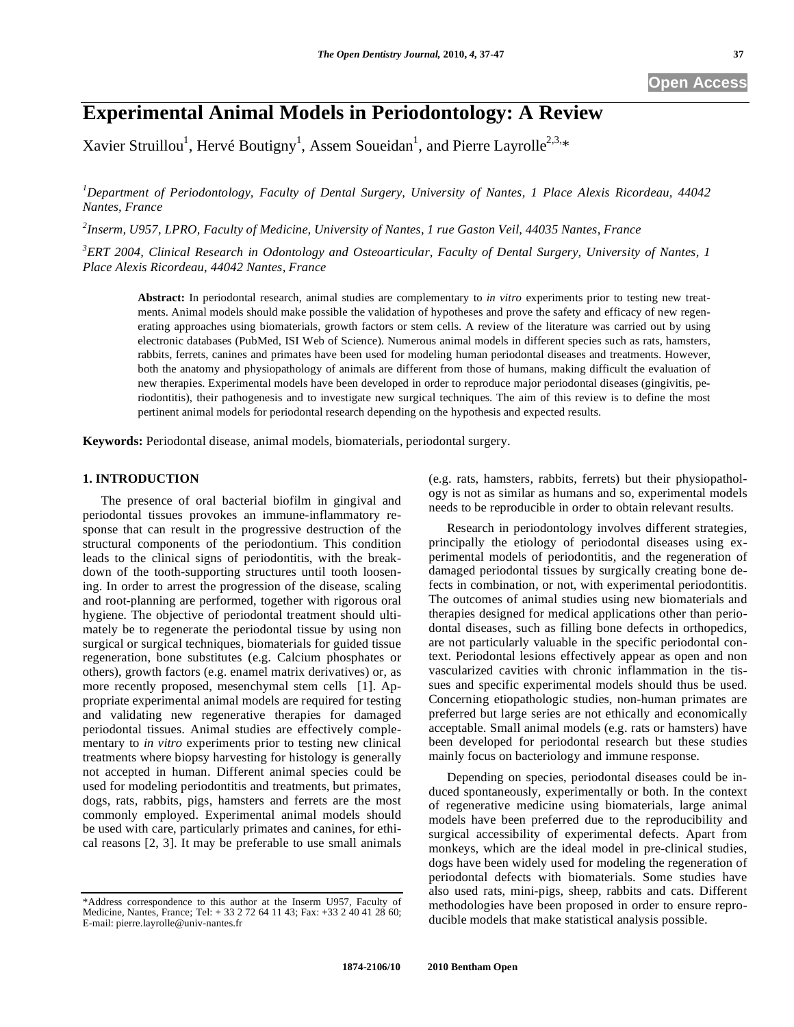# Experimental Animal Models in Periodontology: A Review

Xavier Struillou[1], Hervé Boutigny[1], Assem Soueidan[1], and Pierre Layrolle[2,3,*]

[1]*Department of Periodontology, Faculty of Dental Surgery, University of Nantes, 1 Place Alexis Ricordeau, 44042 Nantes, France*

[2]*Inserm, U957, LPRO, Faculty of Medicine, University of Nantes, 1 rue Gaston Veil, 44035 Nantes, France*

[3]*ERT 2004, Clinical Research in Odontology and Osteoarticular, Faculty of Dental Surgery, University of Nantes, 1 Place Alexis Ricordeau, 44042 Nantes, France*

**Abstract:** In periodontal research, animal studies are complementary to *in vitro* experiments prior to testing new treatments. Animal models should make possible the validation of hypotheses and prove the safety and efficacy of new regenerating approaches using biomaterials, growth factors or stem cells. A review of the literature was carried out by using electronic databases (PubMed, ISI Web of Science). Numerous animal models in different species such as rats, hamsters, rabbits, ferrets, canines and primates have been used for modeling human periodontal diseases and treatments. However, both the anatomy and physiopathology of animals are different from those of humans, making difficult the evaluation of new therapies. Experimental models have been developed in order to reproduce major periodontal diseases (gingivitis, periodontitis), their pathogenesis and to investigate new surgical techniques. The aim of this review is to define the most pertinent animal models for periodontal research depending on the hypothesis and expected results.

**Keywords:** Periodontal disease, animal models, biomaterials, periodontal surgery.

## 1. INTRODUCTION

The presence of oral bacterial biofilm in gingival and periodontal tissues provokes an immune-inflammatory response that can result in the progressive destruction of the structural components of the periodontium. This condition leads to the clinical signs of periodontitis, with the breakdown of the tooth-supporting structures until tooth loosening. In order to arrest the progression of the disease, scaling and root-planning are performed, together with rigorous oral hygiene. The objective of periodontal treatment should ultimately be to regenerate the periodontal tissue by using non surgical or surgical techniques, biomaterials for guided tissue regeneration, bone substitutes (e.g. Calcium phosphates or others), growth factors (e.g. enamel matrix derivatives) or, as more recently proposed, mesenchymal stem cells [1]. Appropriate experimental animal models are required for testing and validating new regenerative therapies for damaged periodontal tissues. Animal studies are effectively complementary to *in vitro* experiments prior to testing new clinical treatments where biopsy harvesting for histology is generally not accepted in human. Different animal species could be used for modeling periodontitis and treatments, but primates, dogs, rats, rabbits, pigs, hamsters and ferrets are the most commonly employed. Experimental animal models should be used with care, particularly primates and canines, for ethical reasons [2, 3]. It may be preferable to use small animals (e.g. rats, hamsters, rabbits, ferrets) but their physiopathology is not as similar as humans and so, experimental models needs to be reproducible in order to obtain relevant results.

Research in periodontology involves different strategies, principally the etiology of periodontal diseases using experimental models of periodontitis, and the regeneration of damaged periodontal tissues by surgically creating bone defects in combination, or not, with experimental periodontitis. The outcomes of animal studies using new biomaterials and therapies designed for medical applications other than periodontal diseases, such as filling bone defects in orthopedics, are not particularly valuable in the specific periodontal context. Periodontal lesions effectively appear as open and non vascularized cavities with chronic inflammation in the tissues and specific experimental models should thus be used. Concerning etiopathologic studies, non-human primates are preferred but large series are not ethically and economically acceptable. Small animal models (e.g. rats or hamsters) have been developed for periodontal research but these studies mainly focus on bacteriology and immune response.

Depending on species, periodontal diseases could be induced spontaneously, experimentally or both. In the context of regenerative medicine using biomaterials, large animal models have been preferred due to the reproducibility and surgical accessibility of experimental defects. Apart from monkeys, which are the ideal model in pre-clinical studies, dogs have been widely used for modeling the regeneration of periodontal defects with biomaterials. Some studies have also used rats, mini-pigs, sheep, rabbits and cats. Different methodologies have been proposed in order to ensure reproducible models that make statistical analysis possible.

*Address correspondence to this author at the Inserm U957, Faculty of Medicine, Nantes, France; Tel: + 33 2 72 64 11 43; Fax: +33 2 40 41 28 60; E-mail: pierre.layrolle@univ-nantes.fr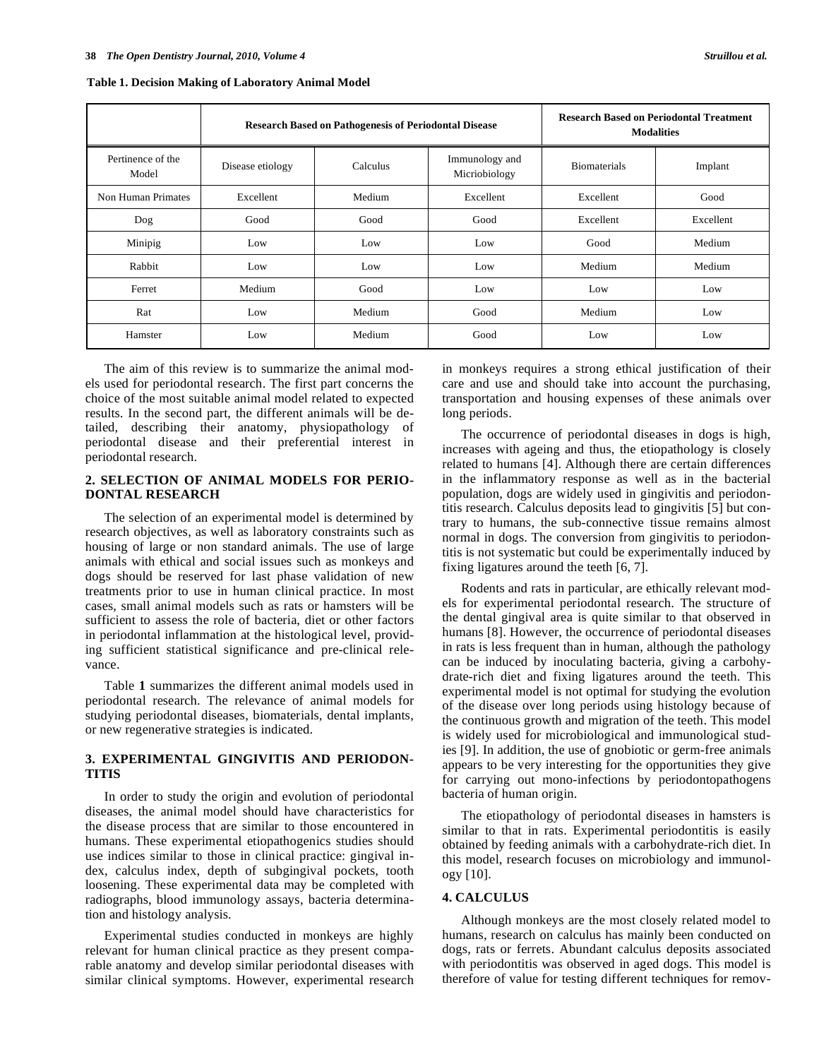**Table 1. Decision Making of Laboratory Animal Model**

| | Research Based on Pathogenesis of Periodontal Disease | | | Research Based on Periodontal Treatment Modalities | |
|---|---|---|---|---|---|
| Pertinence of the Model | Disease etiology | Calculus | Immunology and Micriobiology | Biomaterials | Implant |
| Non Human Primates | Excellent | Medium | Excellent | Excellent | Good |
| Dog | Good | Good | Good | Excellent | Excellent |
| Minipig | Low | Low | Low | Good | Medium |
| Rabbit | Low | Low | Low | Medium | Medium |
| Ferret | Medium | Good | Low | Low | Low |
| Rat | Low | Medium | Good | Medium | Low |
| Hamster | Low | Medium | Good | Low | Low |

The aim of this review is to summarize the animal models used for periodontal research. The first part concerns the choice of the most suitable animal model related to expected results. In the second part, the different animals will be detailed, describing their anatomy, physiopathology of periodontal disease and their preferential interest in periodontal research.

## 2. SELECTION OF ANIMAL MODELS FOR PERIODONTAL RESEARCH

The selection of an experimental model is determined by research objectives, as well as laboratory constraints such as housing of large or non standard animals. The use of large animals with ethical and social issues such as monkeys and dogs should be reserved for last phase validation of new treatments prior to use in human clinical practice. In most cases, small animal models such as rats or hamsters will be sufficient to assess the role of bacteria, diet or other factors in periodontal inflammation at the histological level, providing sufficient statistical significance and pre-clinical relevance.

Table **1** summarizes the different animal models used in periodontal research. The relevance of animal models for studying periodontal diseases, biomaterials, dental implants, or new regenerative strategies is indicated.

## 3. EXPERIMENTAL GINGIVITIS AND PERIODONTITIS

In order to study the origin and evolution of periodontal diseases, the animal model should have characteristics for the disease process that are similar to those encountered in humans. These experimental etiopathogenics studies should use indices similar to those in clinical practice: gingival index, calculus index, depth of subgingival pockets, tooth loosening. These experimental data may be completed with radiographs, blood immunology assays, bacteria determination and histology analysis.

Experimental studies conducted in monkeys are highly relevant for human clinical practice as they present comparable anatomy and develop similar periodontal diseases with similar clinical symptoms. However, experimental research in monkeys requires a strong ethical justification of their care and use and should take into account the purchasing, transportation and housing expenses of these animals over long periods.

The occurrence of periodontal diseases in dogs is high, increases with ageing and thus, the etiopathology is closely related to humans [4]. Although there are certain differences in the inflammatory response as well as in the bacterial population, dogs are widely used in gingivitis and periodontitis research. Calculus deposits lead to gingivitis [5] but contrary to humans, the sub-connective tissue remains almost normal in dogs. The conversion from gingivitis to periodontitis is not systematic but could be experimentally induced by fixing ligatures around the teeth [6, 7].

Rodents and rats in particular, are ethically relevant models for experimental periodontal research. The structure of the dental gingival area is quite similar to that observed in humans [8]. However, the occurrence of periodontal diseases in rats is less frequent than in human, although the pathology can be induced by inoculating bacteria, giving a carbohydrate-rich diet and fixing ligatures around the teeth. This experimental model is not optimal for studying the evolution of the disease over long periods using histology because of the continuous growth and migration of the teeth. This model is widely used for microbiological and immunological studies [9]. In addition, the use of gnobiotic or germ-free animals appears to be very interesting for the opportunities they give for carrying out mono-infections by periodontopathogens bacteria of human origin.

The etiopathology of periodontal diseases in hamsters is similar to that in rats. Experimental periodontitis is easily obtained by feeding animals with a carbohydrate-rich diet. In this model, research focuses on microbiology and immunology [10].

## 4. CALCULUS

Although monkeys are the most closely related model to humans, research on calculus has mainly been conducted on dogs, rats or ferrets. Abundant calculus deposits associated with periodontitis was observed in aged dogs. This model is therefore of value for testing different techniques for remov-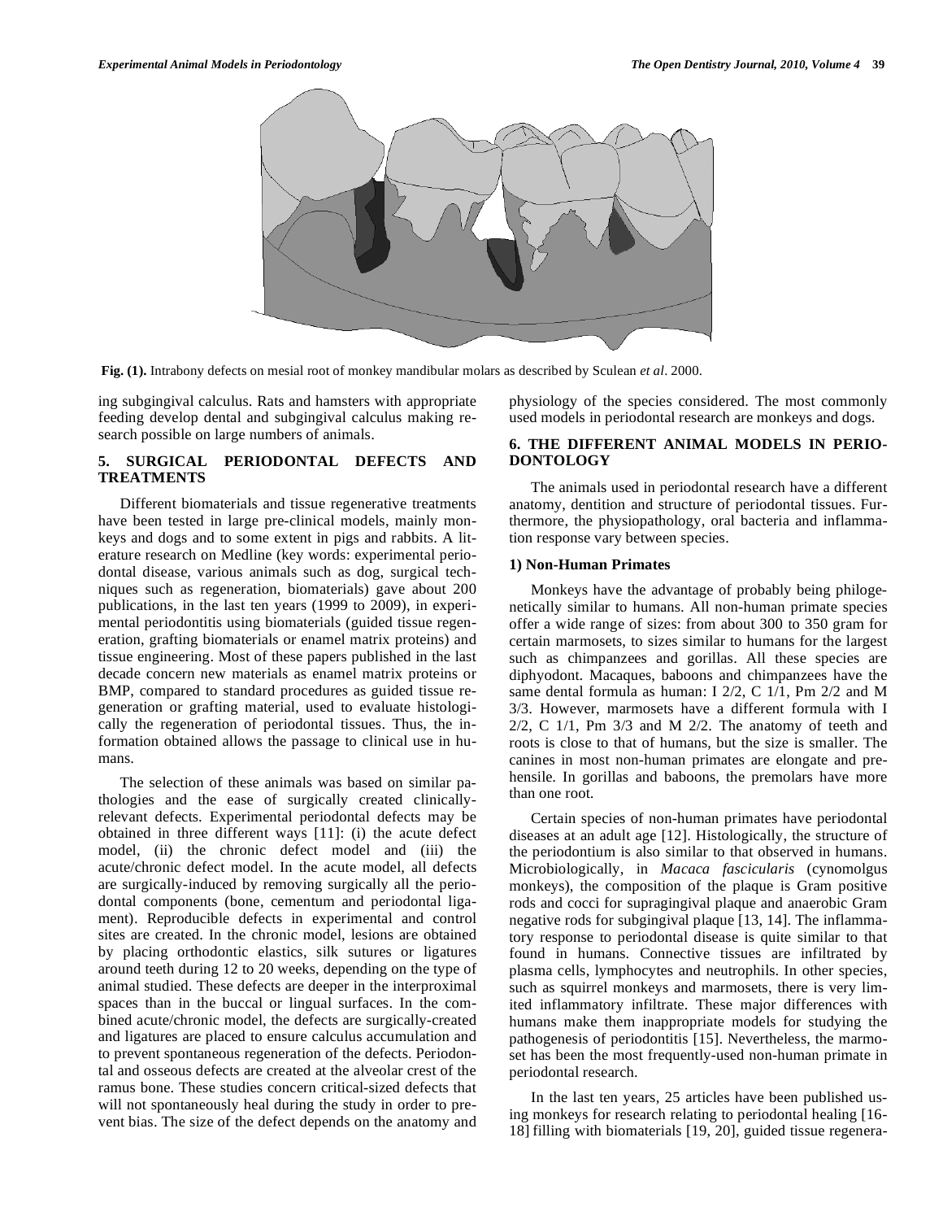**Fig. (1).** Intrabony defects on mesial root of monkey mandibular molars as described by Sculean *et al*. 2000.

ing subgingival calculus. Rats and hamsters with appropriate feeding develop dental and subgingival calculus making research possible on large numbers of animals.

## 5. SURGICAL PERIODONTAL DEFECTS AND TREATMENTS

Different biomaterials and tissue regenerative treatments have been tested in large pre-clinical models, mainly monkeys and dogs and to some extent in pigs and rabbits. A literature research on Medline (key words: experimental periodontal disease, various animals such as dog, surgical techniques such as regeneration, biomaterials) gave about 200 publications, in the last ten years (1999 to 2009), in experimental periodontitis using biomaterials (guided tissue regeneration, grafting biomaterials or enamel matrix proteins) and tissue engineering. Most of these papers published in the last decade concern new materials as enamel matrix proteins or BMP, compared to standard procedures as guided tissue regeneration or grafting material, used to evaluate histologically the regeneration of periodontal tissues. Thus, the information obtained allows the passage to clinical use in humans.

The selection of these animals was based on similar pathologies and the ease of surgically created clinically-relevant defects. Experimental periodontal defects may be obtained in three different ways [11]: (i) the acute defect model, (ii) the chronic defect model and (iii) the acute/chronic defect model. In the acute model, all defects are surgically-induced by removing surgically all the periodontal components (bone, cementum and periodontal ligament). Reproducible defects in experimental and control sites are created. In the chronic model, lesions are obtained by placing orthodontic elastics, silk sutures or ligatures around teeth during 12 to 20 weeks, depending on the type of animal studied. These defects are deeper in the interproximal spaces than in the buccal or lingual surfaces. In the combined acute/chronic model, the defects are surgically-created and ligatures are placed to ensure calculus accumulation and to prevent spontaneous regeneration of the defects. Periodontal and osseous defects are created at the alveolar crest of the ramus bone. These studies concern critical-sized defects that will not spontaneously heal during the study in order to prevent bias. The size of the defect depends on the anatomy and physiology of the species considered. The most commonly used models in periodontal research are monkeys and dogs.

## 6. THE DIFFERENT ANIMAL MODELS IN PERIODONTOLOGY

The animals used in periodontal research have a different anatomy, dentition and structure of periodontal tissues. Furthermore, the physiopathology, oral bacteria and inflammation response vary between species.

### 1) Non-Human Primates

Monkeys have the advantage of probably being philogenetically similar to humans. All non-human primate species offer a wide range of sizes: from about 300 to 350 gram for certain marmosets, to sizes similar to humans for the largest such as chimpanzees and gorillas. All these species are diphyodont. Macaques, baboons and chimpanzees have the same dental formula as human: I 2/2, C 1/1, Pm 2/2 and M 3/3. However, marmosets have a different formula with I 2/2, C 1/1, Pm 3/3 and M 2/2. The anatomy of teeth and roots is close to that of humans, but the size is smaller. The canines in most non-human primates are elongate and prehensile. In gorillas and baboons, the premolars have more than one root.

Certain species of non-human primates have periodontal diseases at an adult age [12]. Histologically, the structure of the periodontium is also similar to that observed in humans. Microbiologically, in *Macaca fascicularis* (cynomolgus monkeys), the composition of the plaque is Gram positive rods and cocci for supragingival plaque and anaerobic Gram negative rods for subgingival plaque [13, 14]. The inflammatory response to periodontal disease is quite similar to that found in humans. Connective tissues are infiltrated by plasma cells, lymphocytes and neutrophils. In other species, such as squirrel monkeys and marmosets, there is very limited inflammatory infiltrate. These major differences with humans make them inappropriate models for studying the pathogenesis of periodontitis [15]. Nevertheless, the marmoset has been the most frequently-used non-human primate in periodontal research.

In the last ten years, 25 articles have been published using monkeys for research relating to periodontal healing [16-18] filling with biomaterials [19, 20], guided tissue regenera-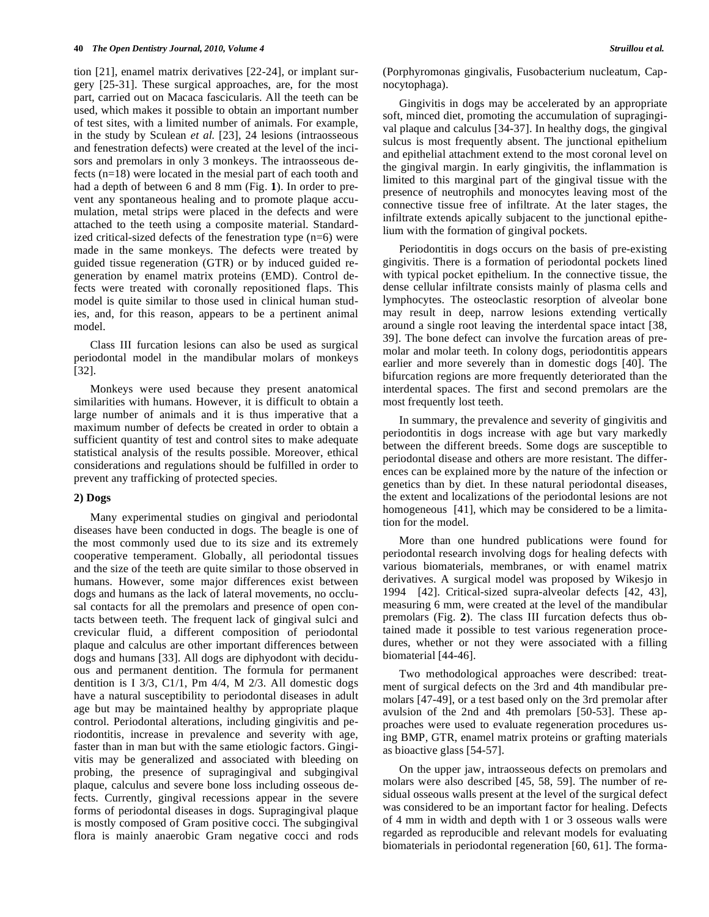tion [21], enamel matrix derivatives [22-24], or implant surgery [25-31]. These surgical approaches, are, for the most part, carried out on Macaca fascicularis. All the teeth can be used, which makes it possible to obtain an important number of test sites, with a limited number of animals. For example, in the study by Sculean *et al.* [23], 24 lesions (intraosseous and fenestration defects) were created at the level of the incisors and premolars in only 3 monkeys. The intraosseous defects (n=18) were located in the mesial part of each tooth and had a depth of between 6 and 8 mm (Fig. **1**). In order to prevent any spontaneous healing and to promote plaque accumulation, metal strips were placed in the defects and were attached to the teeth using a composite material. Standardized critical-sized defects of the fenestration type (n=6) were made in the same monkeys. The defects were treated by guided tissue regeneration (GTR) or by induced guided regeneration by enamel matrix proteins (EMD). Control defects were treated with coronally repositioned flaps. This model is quite similar to those used in clinical human studies, and, for this reason, appears to be a pertinent animal model.

Class III furcation lesions can also be used as surgical periodontal model in the mandibular molars of monkeys [32].

Monkeys were used because they present anatomical similarities with humans. However, it is difficult to obtain a large number of animals and it is thus imperative that a maximum number of defects be created in order to obtain a sufficient quantity of test and control sites to make adequate statistical analysis of the results possible. Moreover, ethical considerations and regulations should be fulfilled in order to prevent any trafficking of protected species.

### 2) Dogs

Many experimental studies on gingival and periodontal diseases have been conducted in dogs. The beagle is one of the most commonly used due to its size and its extremely cooperative temperament. Globally, all periodontal tissues and the size of the teeth are quite similar to those observed in humans. However, some major differences exist between dogs and humans as the lack of lateral movements, no occlusal contacts for all the premolars and presence of open contacts between teeth. The frequent lack of gingival sulci and crevicular fluid, a different composition of periodontal plaque and calculus are other important differences between dogs and humans [33]. All dogs are diphyodont with deciduous and permanent dentition. The formula for permanent dentition is I 3/3, C1/1, Pm 4/4, M 2/3. All domestic dogs have a natural susceptibility to periodontal diseases in adult age but may be maintained healthy by appropriate plaque control. Periodontal alterations, including gingivitis and periodontitis, increase in prevalence and severity with age, faster than in man but with the same etiologic factors. Gingivitis may be generalized and associated with bleeding on probing, the presence of supragingival and subgingival plaque, calculus and severe bone loss including osseous defects. Currently, gingival recessions appear in the severe forms of periodontal diseases in dogs. Supragingival plaque is mostly composed of Gram positive cocci. The subgingival flora is mainly anaerobic Gram negative cocci and rods (Porphyromonas gingivalis, Fusobacterium nucleatum, Capnocytophaga).

Gingivitis in dogs may be accelerated by an appropriate soft, minced diet, promoting the accumulation of supragingival plaque and calculus [34-37]. In healthy dogs, the gingival sulcus is most frequently absent. The junctional epithelium and epithelial attachment extend to the most coronal level on the gingival margin. In early gingivitis, the inflammation is limited to this marginal part of the gingival tissue with the presence of neutrophils and monocytes leaving most of the connective tissue free of infiltrate. At the later stages, the infiltrate extends apically subjacent to the junctional epithelium with the formation of gingival pockets.

Periodontitis in dogs occurs on the basis of pre-existing gingivitis. There is a formation of periodontal pockets lined with typical pocket epithelium. In the connective tissue, the dense cellular infiltrate consists mainly of plasma cells and lymphocytes. The osteoclastic resorption of alveolar bone may result in deep, narrow lesions extending vertically around a single root leaving the interdental space intact [38, 39]. The bone defect can involve the furcation areas of premolar and molar teeth. In colony dogs, periodontitis appears earlier and more severely than in domestic dogs [40]. The bifurcation regions are more frequently deteriorated than the interdental spaces. The first and second premolars are the most frequently lost teeth.

In summary, the prevalence and severity of gingivitis and periodontitis in dogs increase with age but vary markedly between the different breeds. Some dogs are susceptible to periodontal disease and others are more resistant. The differences can be explained more by the nature of the infection or genetics than by diet. In these natural periodontal diseases, the extent and localizations of the periodontal lesions are not homogeneous [41], which may be considered to be a limitation for the model.

More than one hundred publications were found for periodontal research involving dogs for healing defects with various biomaterials, membranes, or with enamel matrix derivatives. A surgical model was proposed by Wikesjo in 1994 [42]. Critical-sized supra-alveolar defects [42, 43], measuring 6 mm, were created at the level of the mandibular premolars (Fig. **2**). The class III furcation defects thus obtained made it possible to test various regeneration procedures, whether or not they were associated with a filling biomaterial [44-46].

Two methodological approaches were described: treatment of surgical defects on the 3rd and 4th mandibular premolars [47-49], or a test based only on the 3rd premolar after avulsion of the 2nd and 4th premolars [50-53]. These approaches were used to evaluate regeneration procedures using BMP, GTR, enamel matrix proteins or grafting materials as bioactive glass [54-57].

On the upper jaw, intraosseous defects on premolars and molars were also described [45, 58, 59]. The number of residual osseous walls present at the level of the surgical defect was considered to be an important factor for healing. Defects of 4 mm in width and depth with 1 or 3 osseous walls were regarded as reproducible and relevant models for evaluating biomaterials in periodontal regeneration [60, 61]. The forma-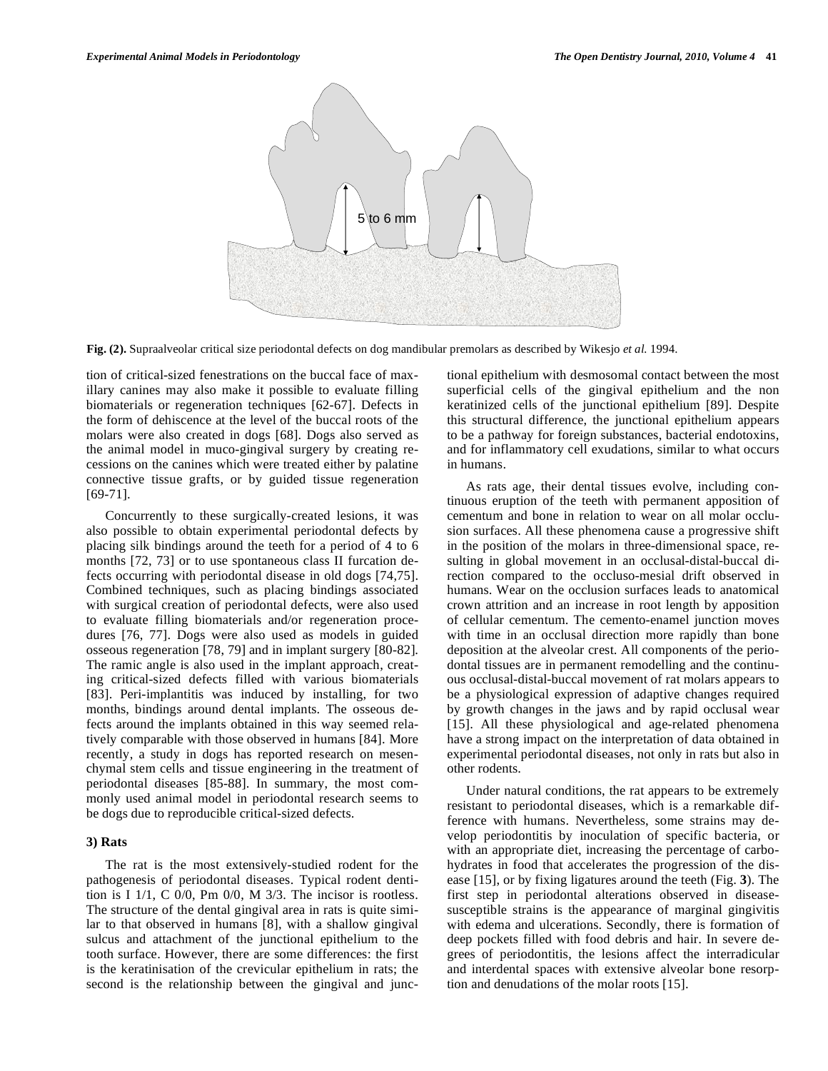Fig. (2). Supraalveolar critical size periodontal defects on dog mandibular premolars as described by Wikesjo *et al.* 1994.

tion of critical-sized fenestrations on the buccal face of maxillary canines may also make it possible to evaluate filling biomaterials or regeneration techniques [62-67]. Defects in the form of dehiscence at the level of the buccal roots of the molars were also created in dogs [68]. Dogs also served as the animal model in muco-gingival surgery by creating recessions on the canines which were treated either by palatine connective tissue grafts, or by guided tissue regeneration [69-71].

Concurrently to these surgically-created lesions, it was also possible to obtain experimental periodontal defects by placing silk bindings around the teeth for a period of 4 to 6 months [72, 73] or to use spontaneous class II furcation defects occurring with periodontal disease in old dogs [74,75]. Combined techniques, such as placing bindings associated with surgical creation of periodontal defects, were also used to evaluate filling biomaterials and/or regeneration procedures [76, 77]. Dogs were also used as models in guided osseous regeneration [78, 79] and in implant surgery [80-82]. The ramic angle is also used in the implant approach, creating critical-sized defects filled with various biomaterials [83]. Peri-implantitis was induced by installing, for two months, bindings around dental implants. The osseous defects around the implants obtained in this way seemed relatively comparable with those observed in humans [84]. More recently, a study in dogs has reported research on mesenchymal stem cells and tissue engineering in the treatment of periodontal diseases [85-88]. In summary, the most commonly used animal model in periodontal research seems to be dogs due to reproducible critical-sized defects.

### 3) Rats

The rat is the most extensively-studied rodent for the pathogenesis of periodontal diseases. Typical rodent dentition is I 1/1, C 0/0, Pm 0/0, M 3/3. The incisor is rootless. The structure of the dental gingival area in rats is quite similar to that observed in humans [8], with a shallow gingival sulcus and attachment of the junctional epithelium to the tooth surface. However, there are some differences: the first is the keratinisation of the crevicular epithelium in rats; the second is the relationship between the gingival and junctional epithelium with desmosomal contact between the most superficial cells of the gingival epithelium and the non keratinized cells of the junctional epithelium [89]. Despite this structural difference, the junctional epithelium appears to be a pathway for foreign substances, bacterial endotoxins, and for inflammatory cell exudations, similar to what occurs in humans.

As rats age, their dental tissues evolve, including continuous eruption of the teeth with permanent apposition of cementum and bone in relation to wear on all molar occlusion surfaces. All these phenomena cause a progressive shift in the position of the molars in three-dimensional space, resulting in global movement in an occlusal-distal-buccal direction compared to the occluso-mesial drift observed in humans. Wear on the occlusion surfaces leads to anatomical crown attrition and an increase in root length by apposition of cellular cementum. The cemento-enamel junction moves with time in an occlusal direction more rapidly than bone deposition at the alveolar crest. All components of the periodontal tissues are in permanent remodelling and the continuous occlusal-distal-buccal movement of rat molars appears to be a physiological expression of adaptive changes required by growth changes in the jaws and by rapid occlusal wear [15]. All these physiological and age-related phenomena have a strong impact on the interpretation of data obtained in experimental periodontal diseases, not only in rats but also in other rodents.

Under natural conditions, the rat appears to be extremely resistant to periodontal diseases, which is a remarkable difference with humans. Nevertheless, some strains may develop periodontitis by inoculation of specific bacteria, or with an appropriate diet, increasing the percentage of carbohydrates in food that accelerates the progression of the disease [15], or by fixing ligatures around the teeth (Fig. **3**). The first step in periodontal alterations observed in disease-susceptible strains is the appearance of marginal gingivitis with edema and ulcerations. Secondly, there is formation of deep pockets filled with food debris and hair. In severe degrees of periodontitis, the lesions affect the interradicular and interdental spaces with extensive alveolar bone resorption and denudations of the molar roots [15].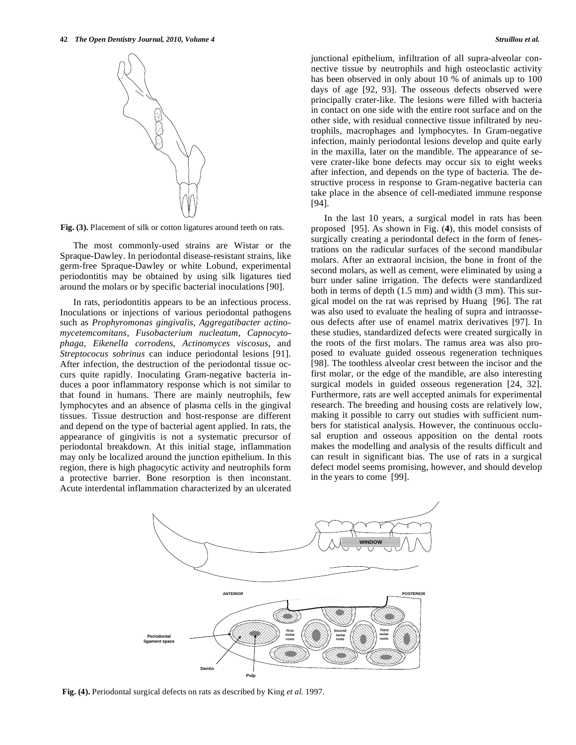Fig. (3). Placement of silk or cotton ligatures around teeth on rats.

The most commonly-used strains are Wistar or the Spraque-Dawley. In periodontal disease-resistant strains, like germ-free Spraque-Dawley or white Lobund, experimental periodontitis may be obtained by using silk ligatures tied around the molars or by specific bacterial inoculations [90].

In rats, periodontitis appears to be an infectious process. Inoculations or injections of various periodontal pathogens such as *Prophyromonas gingivalis, Aggregatibacter actinomycetemcomitans, Fusobacterium nucleatum, Capnocytophaga, Eikenella corrodens, Actinomyces viscosus,* and *Streptococus sobrinus* can induce periodontal lesions [91]. After infection, the destruction of the periodontal tissue occurs quite rapidly. Inoculating Gram-negative bacteria induces a poor inflammatory response which is not similar to that found in humans. There are mainly neutrophils, few lymphocytes and an absence of plasma cells in the gingival tissues. Tissue destruction and host-response are different and depend on the type of bacterial agent applied. In rats, the appearance of gingivitis is not a systematic precursor of periodontal breakdown. At this initial stage, inflammation may only be localized around the junction epithelium. In this region, there is high phagocytic activity and neutrophils form a protective barrier. Bone resorption is then inconstant. Acute interdental inflammation characterized by an ulcerated junctional epithelium, infiltration of all supra-alveolar connective tissue by neutrophils and high osteoclastic activity has been observed in only about 10 % of animals up to 100 days of age [92, 93]. The osseous defects observed were principally crater-like. The lesions were filled with bacteria in contact on one side with the entire root surface and on the other side, with residual connective tissue infiltrated by neutrophils, macrophages and lymphocytes. In Gram-negative infection, mainly periodontal lesions develop and quite early in the maxilla, later on the mandible. The appearance of severe crater-like bone defects may occur six to eight weeks after infection, and depends on the type of bacteria. The destructive process in response to Gram-negative bacteria can take place in the absence of cell-mediated immune response [94].

In the last 10 years, a surgical model in rats has been proposed [95]. As shown in Fig. (**4**), this model consists of surgically creating a periodontal defect in the form of fenestrations on the radicular surfaces of the second mandibular molars. After an extraoral incision, the bone in front of the second molars, as well as cement, were eliminated by using a burr under saline irrigation. The defects were standardized both in terms of depth (1.5 mm) and width (3 mm). This surgical model on the rat was reprised by Huang [96]. The rat was also used to evaluate the healing of supra and intraosseous defects after use of enamel matrix derivatives [97]. In these studies, standardized defects were created surgically in the roots of the first molars. The ramus area was also proposed to evaluate guided osseous regeneration techniques [98]. The toothless alveolar crest between the incisor and the first molar, or the edge of the mandible, are also interesting surgical models in guided osseous regeneration [24, 32]. Furthermore, rats are well accepted animals for experimental research. The breeding and housing costs are relatively low, making it possible to carry out studies with sufficient numbers for statistical analysis. However, the continuous occlusal eruption and osseous apposition on the dental roots makes the modelling and analysis of the results difficult and can result in significant bias. The use of rats in a surgical defect model seems promising, however, and should develop in the years to come [99].

Fig. (4). Periodontal surgical defects on rats as described by King *et al.* 1997.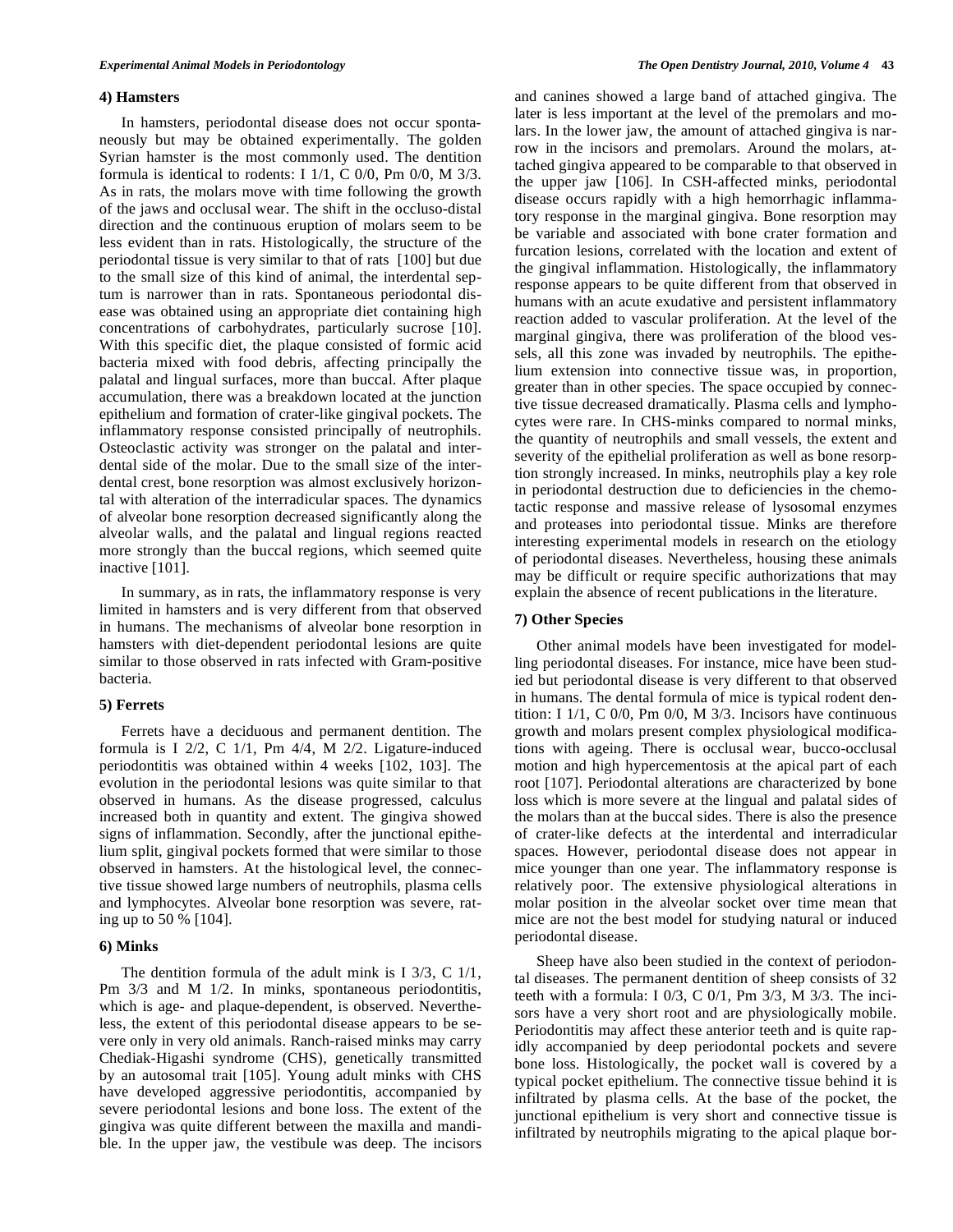### 4) Hamsters

In hamsters, periodontal disease does not occur spontaneously but may be obtained experimentally. The golden Syrian hamster is the most commonly used. The dentition formula is identical to rodents: I 1/1, C 0/0, Pm 0/0, M 3/3. As in rats, the molars move with time following the growth of the jaws and occlusal wear. The shift in the occluso-distal direction and the continuous eruption of molars seem to be less evident than in rats. Histologically, the structure of the periodontal tissue is very similar to that of rats [100] but due to the small size of this kind of animal, the interdental septum is narrower than in rats. Spontaneous periodontal disease was obtained using an appropriate diet containing high concentrations of carbohydrates, particularly sucrose [10]. With this specific diet, the plaque consisted of formic acid bacteria mixed with food debris, affecting principally the palatal and lingual surfaces, more than buccal. After plaque accumulation, there was a breakdown located at the junction epithelium and formation of crater-like gingival pockets. The inflammatory response consisted principally of neutrophils. Osteoclastic activity was stronger on the palatal and interdental side of the molar. Due to the small size of the interdental crest, bone resorption was almost exclusively horizontal with alteration of the interradicular spaces. The dynamics of alveolar bone resorption decreased significantly along the alveolar walls, and the palatal and lingual regions reacted more strongly than the buccal regions, which seemed quite inactive [101].

In summary, as in rats, the inflammatory response is very limited in hamsters and is very different from that observed in humans. The mechanisms of alveolar bone resorption in hamsters with diet-dependent periodontal lesions are quite similar to those observed in rats infected with Gram-positive bacteria.

### 5) Ferrets

Ferrets have a deciduous and permanent dentition. The formula is I 2/2, C 1/1, Pm 4/4, M 2/2. Ligature-induced periodontitis was obtained within 4 weeks [102, 103]. The evolution in the periodontal lesions was quite similar to that observed in humans. As the disease progressed, calculus increased both in quantity and extent. The gingiva showed signs of inflammation. Secondly, after the junctional epithelium split, gingival pockets formed that were similar to those observed in hamsters. At the histological level, the connective tissue showed large numbers of neutrophils, plasma cells and lymphocytes. Alveolar bone resorption was severe, rating up to 50 % [104].

### 6) Minks

The dentition formula of the adult mink is I 3/3, C 1/1, Pm 3/3 and M 1/2. In minks, spontaneous periodontitis, which is age- and plaque-dependent, is observed. Nevertheless, the extent of this periodontal disease appears to be severe only in very old animals. Ranch-raised minks may carry Chediak-Higashi syndrome (CHS), genetically transmitted by an autosomal trait [105]. Young adult minks with CHS have developed aggressive periodontitis, accompanied by severe periodontal lesions and bone loss. The extent of the gingiva was quite different between the maxilla and mandible. In the upper jaw, the vestibule was deep. The incisors and canines showed a large band of attached gingiva. The later is less important at the level of the premolars and molars. In the lower jaw, the amount of attached gingiva is narrow in the incisors and premolars. Around the molars, attached gingiva appeared to be comparable to that observed in the upper jaw [106]. In CSH-affected minks, periodontal disease occurs rapidly with a high hemorrhagic inflammatory response in the marginal gingiva. Bone resorption may be variable and associated with bone crater formation and furcation lesions, correlated with the location and extent of the gingival inflammation. Histologically, the inflammatory response appears to be quite different from that observed in humans with an acute exudative and persistent inflammatory reaction added to vascular proliferation. At the level of the marginal gingiva, there was proliferation of the blood vessels, all this zone was invaded by neutrophils. The epithelium extension into connective tissue was, in proportion, greater than in other species. The space occupied by connective tissue decreased dramatically. Plasma cells and lymphocytes were rare. In CHS-minks compared to normal minks, the quantity of neutrophils and small vessels, the extent and severity of the epithelial proliferation as well as bone resorption strongly increased. In minks, neutrophils play a key role in periodontal destruction due to deficiencies in the chemotactic response and massive release of lysosomal enzymes and proteases into periodontal tissue. Minks are therefore interesting experimental models in research on the etiology of periodontal diseases. Nevertheless, housing these animals may be difficult or require specific authorizations that may explain the absence of recent publications in the literature.

### 7) Other Species

Other animal models have been investigated for modelling periodontal diseases. For instance, mice have been studied but periodontal disease is very different to that observed in humans. The dental formula of mice is typical rodent dentition: I 1/1, C 0/0, Pm 0/0, M 3/3. Incisors have continuous growth and molars present complex physiological modifications with ageing. There is occlusal wear, bucco-occlusal motion and high hypercementosis at the apical part of each root [107]. Periodontal alterations are characterized by bone loss which is more severe at the lingual and palatal sides of the molars than at the buccal sides. There is also the presence of crater-like defects at the interdental and interradicular spaces. However, periodontal disease does not appear in mice younger than one year. The inflammatory response is relatively poor. The extensive physiological alterations in molar position in the alveolar socket over time mean that mice are not the best model for studying natural or induced periodontal disease.

Sheep have also been studied in the context of periodontal diseases. The permanent dentition of sheep consists of 32 teeth with a formula: I 0/3, C 0/1, Pm 3/3, M 3/3. The incisors have a very short root and are physiologically mobile. Periodontitis may affect these anterior teeth and is quite rapidly accompanied by deep periodontal pockets and severe bone loss. Histologically, the pocket wall is covered by a typical pocket epithelium. The connective tissue behind it is infiltrated by plasma cells. At the base of the pocket, the junctional epithelium is very short and connective tissue is infiltrated by neutrophils migrating to the apical plaque bor-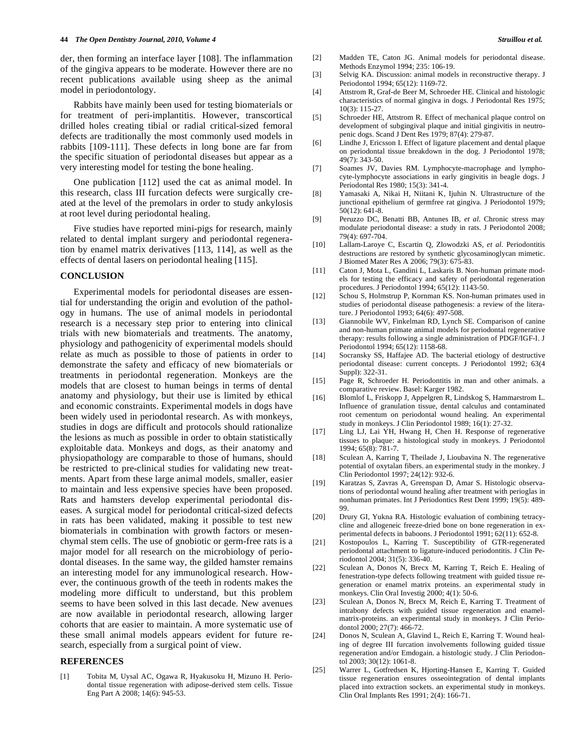der, then forming an interface layer [108]. The inflammation of the gingiva appears to be moderate. However there are no recent publications available using sheep as the animal model in periodontology.

Rabbits have mainly been used for testing biomaterials or for treatment of peri-implantitis. However, transcortical drilled holes creating tibial or radial critical-sized femoral defects are traditionally the most commonly used models in rabbits [109-111]. These defects in long bone are far from the specific situation of periodontal diseases but appear as a very interesting model for testing the bone healing.

One publication [112] used the cat as animal model. In this research, class III furcation defects were surgically created at the level of the premolars in order to study ankylosis at root level during periodontal healing.

Five studies have reported mini-pigs for research, mainly related to dental implant surgery and periodontal regeneration by enamel matrix derivatives [113, 114], as well as the effects of dental lasers on periodontal healing [115].

## CONCLUSION

Experimental models for periodontal diseases are essential for understanding the origin and evolution of the pathology in humans. The use of animal models in periodontal research is a necessary step prior to entering into clinical trials with new biomaterials and treatments. The anatomy, physiology and pathogenicity of experimental models should relate as much as possible to those of patients in order to demonstrate the safety and efficacy of new biomaterials or treatments in periodontal regeneration. Monkeys are the models that are closest to human beings in terms of dental anatomy and physiology, but their use is limited by ethical and economic constraints. Experimental models in dogs have been widely used in periodontal research. As with monkeys, studies in dogs are difficult and protocols should rationalize the lesions as much as possible in order to obtain statistically exploitable data. Monkeys and dogs, as their anatomy and physiopathology are comparable to those of humans, should be restricted to pre-clinical studies for validating new treatments. Apart from these large animal models, smaller, easier to maintain and less expensive species have been proposed. Rats and hamsters develop experimental periodontal diseases. A surgical model for periodontal critical-sized defects in rats has been validated, making it possible to test new biomaterials in combination with growth factors or mesenchymal stem cells. The use of gnobiotic or germ-free rats is a major model for all research on the microbiology of periodontal diseases. In the same way, the gilded hamster remains an interesting model for any immunological research. However, the continuous growth of the teeth in rodents makes the modeling more difficult to understand, but this problem seems to have been solved in this last decade. New avenues are now available in periodontal research, allowing larger cohorts that are easier to maintain. A more systematic use of these small animal models appears evident for future research, especially from a surgical point of view.

## REFERENCES

[1] Tobita M, Uysal AC, Ogawa R, Hyakusoku H, Mizuno H. Periodontal tissue regeneration with adipose-derived stem cells. Tissue Eng Part A 2008; 14(6): 945-53.

[2] Madden TE, Caton JG. Animal models for periodontal disease. Methods Enzymol 1994; 235: 106-19.

[3] Selvig KA. Discussion: animal models in reconstructive therapy. J Periodontol 1994; 65(12): 1169-72.

[4] Attstrom R, Graf-de Beer M, Schroeder HE. Clinical and histologic characteristics of normal gingiva in dogs. J Periodontal Res 1975; 10(3): 115-27.

[5] Schroeder HE, Attstrom R. Effect of mechanical plaque control on development of subgingival plaque and initial gingivitis in neutropenic dogs. Scand J Dent Res 1979; 87(4): 279-87.

[6] Lindhe J, Ericsson I. Effect of ligature placement and dental plaque on periodontal tissue breakdown in the dog. J Periodontol 1978; 49(7): 343-50.

[7] Soames JV, Davies RM. Lymphocyte-macrophage and lymphocyte-lymphocyte associations in early gingivitis in beagle dogs. J Periodontal Res 1980; 15(3): 341-4.

[8] Yamasaki A, Nikai H, Niitani K, Ijuhin N. Ultrastructure of the junctional epithelium of germfree rat gingiva. J Periodontol 1979; 50(12): 641-8.

[9] Peruzzo DC, Benatti BB, Antunes IB, *et al.* Chronic stress may modulate periodontal disease: a study in rats. J Periodontol 2008; 79(4): 697-704.

[10] Lallam-Laroye C, Escartin Q, Zlowodzki AS, *et al.* Periodontitis destructions are restored by synthetic glycosaminoglycan mimetic. J Biomed Mater Res A 2006; 79(3): 675-83.

[11] Caton J, Mota L, Gandini L, Laskaris B. Non-human primate models for testing the efficacy and safety of periodontal regeneration procedures. J Periodontol 1994; 65(12): 1143-50.

[12] Schou S, Holmstrup P, Kornman KS. Non-human primates used in studies of periodontal disease pathogenesis: a review of the literature. J Periodontol 1993; 64(6): 497-508.

[13] Giannobile WV, Finkelman RD, Lynch SE. Comparison of canine and non-human primate animal models for periodontal regenerative therapy: results following a single administration of PDGF/IGF-I. J Periodontol 1994; 65(12): 1158-68.

[14] Socransky SS, Haffajee AD. The bacterial etiology of destructive periodontal disease: current concepts. J Periodontol 1992; 63(4 Suppl): 322-31.

[15] Page R, Schroeder H. Periodontitis in man and other animals. a comparative review. Basel: Karger 1982.

[16] Blomlof L, Friskopp J, Appelgren R, Lindskog S, Hammarstrom L. Influence of granulation tissue, dental calculus and contaminated root cementum on periodontal wound healing. An experimental study in monkeys. J Clin Periodontol 1989; 16(1): 27-32.

[17] Ling LJ, Lai YH, Hwang H, Chen H. Response of regenerative tissues to plaque: a histological study in monkeys. J Periodontol 1994; 65(8): 781-7.

[18] Sculean A, Karring T, Theilade J, Lioubavina N. The regenerative potential of oxytalan fibers. an experimental study in the monkey. J Clin Periodontol 1997; 24(12): 932-6.

[19] Karatzas S, Zavras A, Greenspan D, Amar S. Histologic observations of periodontal wound healing after treatment with perioglas in nonhuman primates. Int J Periodontics Rest Dent 1999; 19(5): 489-99.

[20] Drury GI, Yukna RA. Histologic evaluation of combining tetracycline and allogeneic freeze-dried bone on bone regeneration in experimental defects in baboons. J Periodontol 1991; 62(11): 652-8.

[21] Kostopoulos L, Karring T. Susceptibility of GTR-regenerated periodontal attachment to ligature-induced periodontitis. J Clin Periodontol 2004; 31(5): 336-40.

[22] Sculean A, Donos N, Brecx M, Karring T, Reich E. Healing of fenestration-type defects following treatment with guided tissue regeneration or enamel matrix proteins. an experimental study in monkeys. Clin Oral Investig 2000; 4(1): 50-6.

[23] Sculean A, Donos N, Brecx M, Reich E, Karring T. Treatment of intrabony defects with guided tissue regeneration and enamel-matrix-proteins. an experimental study in monkeys. J Clin Periodontol 2000; 27(7): 466-72.

[24] Donos N, Sculean A, Glavind L, Reich E, Karring T. Wound healing of degree III furcation involvements following guided tissue regeneration and/or Emdogain. a histologic study. J Clin Periodontol 2003; 30(12): 1061-8.

[25] Warrer L, Gotfredsen K, Hjorting-Hansen E, Karring T. Guided tissue regeneration ensures osseointegration of dental implants placed into extraction sockets. an experimental study in monkeys. Clin Oral Implants Res 1991; 2(4): 166-71.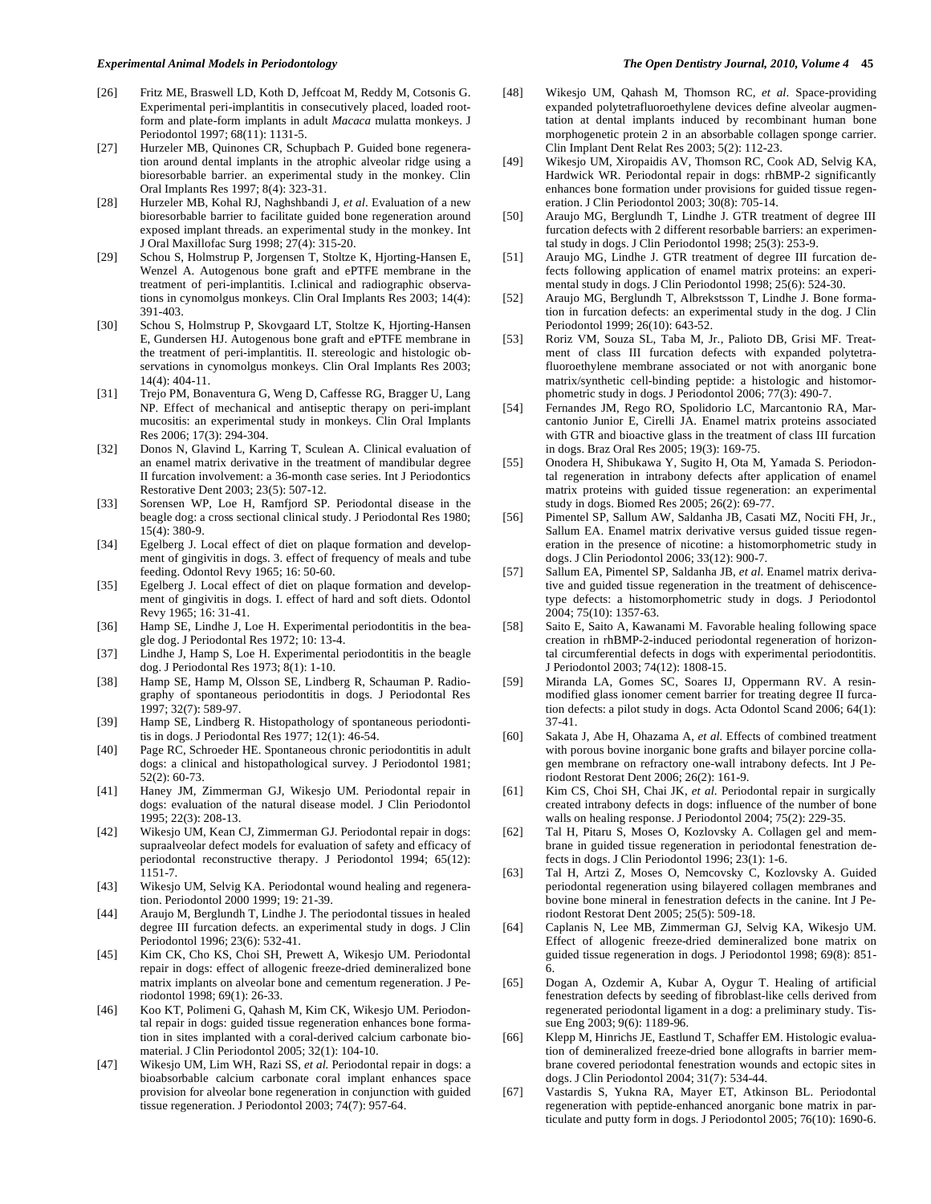[26] Fritz ME, Braswell LD, Koth D, Jeffcoat M, Reddy M, Cotsonis G. Experimental peri-implantitis in consecutively placed, loaded root-form and plate-form implants in adult *Macaca* mulatta monkeys. J Periodontol 1997; 68(11): 1131-5.

[27] Hurzeler MB, Quinones CR, Schupbach P. Guided bone regeneration around dental implants in the atrophic alveolar ridge using a bioresorbable barrier. an experimental study in the monkey. Clin Oral Implants Res 1997; 8(4): 323-31.

[28] Hurzeler MB, Kohal RJ, Naghshbandi J, *et al*. Evaluation of a new bioresorbable barrier to facilitate guided bone regeneration around exposed implant threads. an experimental study in the monkey. Int J Oral Maxillofac Surg 1998; 27(4): 315-20.

[29] Schou S, Holmstrup P, Jorgensen T, Stoltze K, Hjorting-Hansen E, Wenzel A. Autogenous bone graft and ePTFE membrane in the treatment of peri-implantitis. I.clinical and radiographic observations in cynomolgus monkeys. Clin Oral Implants Res 2003; 14(4): 391-403.

[30] Schou S, Holmstrup P, Skovgaard LT, Stoltze K, Hjorting-Hansen E, Gundersen HJ. Autogenous bone graft and ePTFE membrane in the treatment of peri-implantitis. II. stereologic and histologic observations in cynomolgus monkeys. Clin Oral Implants Res 2003; 14(4): 404-11.

[31] Trejo PM, Bonaventura G, Weng D, Caffesse RG, Bragger U, Lang NP. Effect of mechanical and antiseptic therapy on peri-implant mucositis: an experimental study in monkeys. Clin Oral Implants Res 2006; 17(3): 294-304.

[32] Donos N, Glavind L, Karring T, Sculean A. Clinical evaluation of an enamel matrix derivative in the treatment of mandibular degree II furcation involvement: a 36-month case series. Int J Periodontics Restorative Dent 2003; 23(5): 507-12.

[33] Sorensen WP, Loe H, Ramfjord SP. Periodontal disease in the beagle dog: a cross sectional clinical study. J Periodontal Res 1980; 15(4): 380-9.

[34] Egelberg J. Local effect of diet on plaque formation and development of gingivitis in dogs. 3. effect of frequency of meals and tube feeding. Odontol Revy 1965; 16: 50-60.

[35] Egelberg J. Local effect of diet on plaque formation and development of gingivitis in dogs. I. effect of hard and soft diets. Odontol Revy 1965; 16: 31-41.

[36] Hamp SE, Lindhe J, Loe H. Experimental periodontitis in the beagle dog. J Periodontal Res 1972; 10: 13-4.

[37] Lindhe J, Hamp S, Loe H. Experimental periodontitis in the beagle dog. J Periodontal Res 1973; 8(1): 1-10.

[38] Hamp SE, Hamp M, Olsson SE, Lindberg R, Schauman P. Radiography of spontaneous periodontitis in dogs. J Periodontal Res 1997; 32(7): 589-97.

[39] Hamp SE, Lindberg R. Histopathology of spontaneous periodontitis in dogs. J Periodontal Res 1977; 12(1): 46-54.

[40] Page RC, Schroeder HE. Spontaneous chronic periodontitis in adult dogs: a clinical and histopathological survey. J Periodontol 1981; 52(2): 60-73.

[41] Haney JM, Zimmerman GJ, Wikesjo UM. Periodontal repair in dogs: evaluation of the natural disease model. J Clin Periodontol 1995; 22(3): 208-13.

[42] Wikesjo UM, Kean CJ, Zimmerman GJ. Periodontal repair in dogs: supraalveolar defect models for evaluation of safety and efficacy of periodontal reconstructive therapy. J Periodontol 1994; 65(12): 1151-7.

[43] Wikesjo UM, Selvig KA. Periodontal wound healing and regeneration. Periodontol 2000 1999; 19: 21-39.

[44] Araujo M, Berglundh T, Lindhe J. The periodontal tissues in healed degree III furcation defects. an experimental study in dogs. J Clin Periodontol 1996; 23(6): 532-41.

[45] Kim CK, Cho KS, Choi SH, Prewett A, Wikesjo UM. Periodontal repair in dogs: effect of allogenic freeze-dried demineralized bone matrix implants on alveolar bone and cementum regeneration. J Periodontol 1998; 69(1): 26-33.

[46] Koo KT, Polimeni G, Qahash M, Kim CK, Wikesjo UM. Periodontal repair in dogs: guided tissue regeneration enhances bone formation in sites implanted with a coral-derived calcium carbonate biomaterial. J Clin Periodontol 2005; 32(1): 104-10.

[47] Wikesjo UM, Lim WH, Razi SS, *et al.* Periodontal repair in dogs: a bioabsorbable calcium carbonate coral implant enhances space provision for alveolar bone regeneration in conjunction with guided tissue regeneration. J Periodontol 2003; 74(7): 957-64.

[48] Wikesjo UM, Qahash M, Thomson RC, *et al*. Space-providing expanded polytetrafluoroethylene devices define alveolar augmentation at dental implants induced by recombinant human bone morphogenetic protein 2 in an absorbable collagen sponge carrier. Clin Implant Dent Relat Res 2003; 5(2): 112-23.

[49] Wikesjo UM, Xiropaidis AV, Thomson RC, Cook AD, Selvig KA, Hardwick WR. Periodontal repair in dogs: rhBMP-2 significantly enhances bone formation under provisions for guided tissue regeneration. J Clin Periodontol 2003; 30(8): 705-14.

[50] Araujo MG, Berglundh T, Lindhe J. GTR treatment of degree III furcation defects with 2 different resorbable barriers: an experimental study in dogs. J Clin Periodontol 1998; 25(3): 253-9.

[51] Araujo MG, Lindhe J. GTR treatment of degree III furcation defects following application of enamel matrix proteins: an experimental study in dogs. J Clin Periodontol 1998; 25(6): 524-30.

[52] Araujo MG, Berglundh T, Albrekstsson T, Lindhe J. Bone formation in furcation defects: an experimental study in the dog. J Clin Periodontol 1999; 26(10): 643-52.

[53] Roriz VM, Souza SL, Taba M, Jr., Palioto DB, Grisi MF. Treatment of class III furcation defects with expanded polytetrafluoroethylene membrane associated or not with anorganic bone matrix/synthetic cell-binding peptide: a histologic and histomorphometric study in dogs. J Periodontol 2006; 77(3): 490-7.

[54] Fernandes JM, Rego RO, Spolidorio LC, Marcantonio RA, Marcantonio Junior E, Cirelli JA. Enamel matrix proteins associated with GTR and bioactive glass in the treatment of class III furcation in dogs. Braz Oral Res 2005; 19(3): 169-75.

[55] Onodera H, Shibukawa Y, Sugito H, Ota M, Yamada S. Periodontal regeneration in intrabony defects after application of enamel matrix proteins with guided tissue regeneration: an experimental study in dogs. Biomed Res 2005; 26(2): 69-77.

[56] Pimentel SP, Sallum AW, Saldanha JB, Casati MZ, Nociti FH, Jr., Sallum EA. Enamel matrix derivative versus guided tissue regeneration in the presence of nicotine: a histomorphometric study in dogs. J Clin Periodontol 2006; 33(12): 900-7.

[57] Sallum EA, Pimentel SP, Saldanha JB, *et al.* Enamel matrix derivative and guided tissue regeneration in the treatment of dehiscence-type defects: a histomorphometric study in dogs. J Periodontol 2004; 75(10): 1357-63.

[58] Saito E, Saito A, Kawanami M. Favorable healing following space creation in rhBMP-2-induced periodontal regeneration of horizontal circumferential defects in dogs with experimental periodontitis. J Periodontol 2003; 74(12): 1808-15.

[59] Miranda LA, Gomes SC, Soares IJ, Oppermann RV. A resin-modified glass ionomer cement barrier for treating degree II furcation defects: a pilot study in dogs. Acta Odontol Scand 2006; 64(1): 37-41.

[60] Sakata J, Abe H, Ohazama A, *et al.* Effects of combined treatment with porous bovine inorganic bone grafts and bilayer porcine collagen membrane on refractory one-wall intrabony defects. Int J Periodont Restorat Dent 2006; 26(2): 161-9.

[61] Kim CS, Choi SH, Chai JK, *et al*. Periodontal repair in surgically created intrabony defects in dogs: influence of the number of bone walls on healing response. J Periodontol 2004; 75(2): 229-35.

[62] Tal H, Pitaru S, Moses O, Kozlovsky A. Collagen gel and membrane in guided tissue regeneration in periodontal fenestration defects in dogs. J Clin Periodontol 1996; 23(1): 1-6.

[63] Tal H, Artzi Z, Moses O, Nemcovsky C, Kozlovsky A. Guided periodontal regeneration using bilayered collagen membranes and bovine bone mineral in fenestration defects in the canine. Int J Periodont Restorat Dent 2005; 25(5): 509-18.

[64] Caplanis N, Lee MB, Zimmerman GJ, Selvig KA, Wikesjo UM. Effect of allogenic freeze-dried demineralized bone matrix on guided tissue regeneration in dogs. J Periodontol 1998; 69(8): 851-6.

[65] Dogan A, Ozdemir A, Kubar A, Oygur T. Healing of artificial fenestration defects by seeding of fibroblast-like cells derived from regenerated periodontal ligament in a dog: a preliminary study. Tissue Eng 2003; 9(6): 1189-96.

[66] Klepp M, Hinrichs JE, Eastlund T, Schaffer EM. Histologic evaluation of demineralized freeze-dried bone allografts in barrier membrane covered periodontal fenestration wounds and ectopic sites in dogs. J Clin Periodontol 2004; 31(7): 534-44.

[67] Vastardis S, Yukna RA, Mayer ET, Atkinson BL. Periodontal regeneration with peptide-enhanced anorganic bone matrix in particulate and putty form in dogs. J Periodontol 2005; 76(10): 1690-6.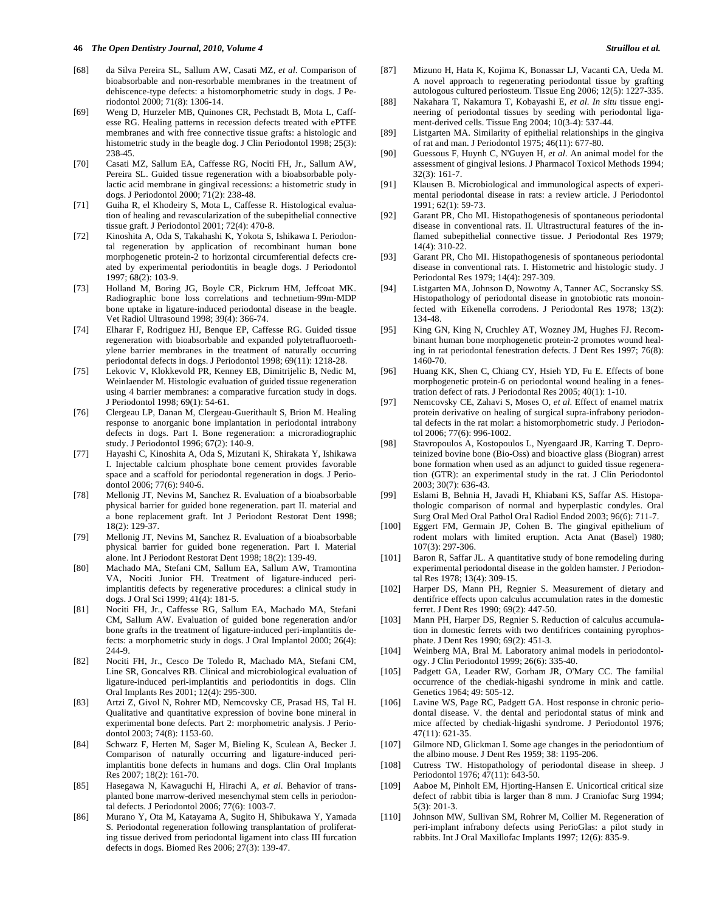[68] da Silva Pereira SL, Sallum AW, Casati MZ, *et al*. Comparison of bioabsorbable and non-resorbable membranes in the treatment of dehiscence-type defects: a histomorphometric study in dogs. J Periodontol 2000; 71(8): 1306-14.

[69] Weng D, Hurzeler MB, Quinones CR, Pechstadt B, Mota L, Caffesse RG. Healing patterns in recession defects treated with ePTFE membranes and with free connective tissue grafts: a histologic and histometric study in the beagle dog. J Clin Periodontol 1998; 25(3): 238-45.

[70] Casati MZ, Sallum EA, Caffesse RG, Nociti FH, Jr., Sallum AW, Pereira SL. Guided tissue regeneration with a bioabsorbable polylactic acid membrane in gingival recessions: a histometric study in dogs. J Periodontol 2000; 71(2): 238-48.

[71] Guiha R, el Khodeiry S, Mota L, Caffesse R. Histological evaluation of healing and revascularization of the subepithelial connective tissue graft. J Periodontol 2001; 72(4): 470-8.

[72] Kinoshita A, Oda S, Takahashi K, Yokota S, Ishikawa I. Periodontal regeneration by application of recombinant human bone morphogenetic protein-2 to horizontal circumferential defects created by experimental periodontitis in beagle dogs. J Periodontol 1997; 68(2): 103-9.

[73] Holland M, Boring JG, Boyle CR, Pickrum HM, Jeffcoat MK. Radiographic bone loss correlations and technetium-99m-MDP bone uptake in ligature-induced periodontal disease in the beagle. Vet Radiol Ultrasound 1998; 39(4): 366-74.

[74] Elharar F, Rodriguez HJ, Benque EP, Caffesse RG. Guided tissue regeneration with bioabsorbable and expanded polytetrafluoroethylene barrier membranes in the treatment of naturally occurring periodontal defects in dogs. J Periodontol 1998; 69(11): 1218-28.

[75] Lekovic V, Klokkevold PR, Kenney EB, Dimitrijelic B, Nedic M, Weinlaender M. Histologic evaluation of guided tissue regeneration using 4 barrier membranes: a comparative furcation study in dogs. J Periodontol 1998; 69(1): 54-61.

[76] Clergeau LP, Danan M, Clergeau-Guerithault S, Brion M. Healing response to anorganic bone implantation in periodontal intrabony defects in dogs. Part I. Bone regeneration: a microradiographic study. J Periodontol 1996; 67(2): 140-9.

[77] Hayashi C, Kinoshita A, Oda S, Mizutani K, Shirakata Y, Ishikawa I. Injectable calcium phosphate bone cement provides favorable space and a scaffold for periodontal regeneration in dogs. J Periodontol 2006; 77(6): 940-6.

[78] Mellonig JT, Nevins M, Sanchez R. Evaluation of a bioabsorbable physical barrier for guided bone regeneration. part II. material and a bone replacement graft. Int J Periodont Restorat Dent 1998; 18(2): 129-37.

[79] Mellonig JT, Nevins M, Sanchez R. Evaluation of a bioabsorbable physical barrier for guided bone regeneration. Part I. Material alone. Int J Periodont Restorat Dent 1998; 18(2): 139-49.

[80] Machado MA, Stefani CM, Sallum EA, Sallum AW, Tramontina VA, Nociti Junior FH. Treatment of ligature-induced peri-implantitis defects by regenerative procedures: a clinical study in dogs. J Oral Sci 1999; 41(4): 181-5.

[81] Nociti FH, Jr., Caffesse RG, Sallum EA, Machado MA, Stefani CM, Sallum AW. Evaluation of guided bone regeneration and/or bone grafts in the treatment of ligature-induced peri-implantitis defects: a morphometric study in dogs. J Oral Implantol 2000; 26(4): 244-9.

[82] Nociti FH, Jr., Cesco De Toledo R, Machado MA, Stefani CM, Line SR, Goncalves RB. Clinical and microbiological evaluation of ligature-induced peri-implantitis and periodontitis in dogs. Clin Oral Implants Res 2001; 12(4): 295-300.

[83] Artzi Z, Givol N, Rohrer MD, Nemcovsky CE, Prasad HS, Tal H. Qualitative and quantitative expression of bovine bone mineral in experimental bone defects. Part 2: morphometric analysis. J Periodontol 2003; 74(8): 1153-60.

[84] Schwarz F, Herten M, Sager M, Bieling K, Sculean A, Becker J. Comparison of naturally occurring and ligature-induced peri-implantitis bone defects in humans and dogs. Clin Oral Implants Res 2007; 18(2): 161-70.

[85] Hasegawa N, Kawaguchi H, Hirachi A, *et al*. Behavior of transplanted bone marrow-derived mesenchymal stem cells in periodontal defects. J Periodontol 2006; 77(6): 1003-7.

[86] Murano Y, Ota M, Katayama A, Sugito H, Shibukawa Y, Yamada S. Periodontal regeneration following transplantation of proliferating tissue derived from periodontal ligament into class III furcation defects in dogs. Biomed Res 2006; 27(3): 139-47.

[87] Mizuno H, Hata K, Kojima K, Bonassar LJ, Vacanti CA, Ueda M. A novel approach to regenerating periodontal tissue by grafting autologous cultured periosteum. Tissue Eng 2006; 12(5): 1227-335.

[88] Nakahara T, Nakamura T, Kobayashi E, *et al*. *In situ* tissue engineering of periodontal tissues by seeding with periodontal ligament-derived cells. Tissue Eng 2004; 10(3-4): 537-44.

[89] Listgarten MA. Similarity of epithelial relationships in the gingiva of rat and man. J Periodontol 1975; 46(11): 677-80.

[90] Guessous F, Huynh C, N'Guyen H, *et al*. An animal model for the assessment of gingival lesions. J Pharmacol Toxicol Methods 1994; 32(3): 161-7.

[91] Klausen B. Microbiological and immunological aspects of experimental periodontal disease in rats: a review article. J Periodontol 1991; 62(1): 59-73.

[92] Garant PR, Cho MI. Histopathogenesis of spontaneous periodontal disease in conventional rats. II. Ultrastructural features of the inflamed subepithelial connective tissue. J Periodontal Res 1979; 14(4): 310-22.

[93] Garant PR, Cho MI. Histopathogenesis of spontaneous periodontal disease in conventional rats. I. Histometric and histologic study. J Periodontal Res 1979; 14(4): 297-309.

[94] Listgarten MA, Johnson D, Nowotny A, Tanner AC, Socransky SS. Histopathology of periodontal disease in gnotobiotic rats monoinfected with Eikenella corrodens. J Periodontal Res 1978; 13(2): 134-48.

[95] King GN, King N, Cruchley AT, Wozney JM, Hughes FJ. Recombinant human bone morphogenetic protein-2 promotes wound healing in rat periodontal fenestration defects. J Dent Res 1997; 76(8): 1460-70.

[96] Huang KK, Shen C, Chiang CY, Hsieh YD, Fu E. Effects of bone morphogenetic protein-6 on periodontal wound healing in a fenestration defect of rats. J Periodontal Res 2005; 40(1): 1-10.

[97] Nemcovsky CE, Zahavi S, Moses O, *et al*. Effect of enamel matrix protein derivative on healing of surgical supra-infrabony periodontal defects in the rat molar: a histomorphometric study. J Periodontol 2006; 77(6): 996-1002.

[98] Stavropoulos A, Kostopoulos L, Nyengaard JR, Karring T. Deproteinized bovine bone (Bio-Oss) and bioactive glass (Biogran) arrest bone formation when used as an adjunct to guided tissue regeneration (GTR): an experimental study in the rat. J Clin Periodontol 2003; 30(7): 636-43.

[99] Eslami B, Behnia H, Javadi H, Khiabani KS, Saffar AS. Histopathologic comparison of normal and hyperplastic condyles. Oral Surg Oral Med Oral Pathol Oral Radiol Endod 2003; 96(6): 711-7.

[100] Eggert FM, Germain JP, Cohen B. The gingival epithelium of rodent molars with limited eruption. Acta Anat (Basel) 1980; 107(3): 297-306.

[101] Baron R, Saffar JL. A quantitative study of bone remodeling during experimental periodontal disease in the golden hamster. J Periodontal Res 1978; 13(4): 309-15.

[102] Harper DS, Mann PH, Regnier S. Measurement of dietary and dentifrice effects upon calculus accumulation rates in the domestic ferret. J Dent Res 1990; 69(2): 447-50.

[103] Mann PH, Harper DS, Regnier S. Reduction of calculus accumulation in domestic ferrets with two dentifrices containing pyrophosphate. J Dent Res 1990; 69(2): 451-3.

[104] Weinberg MA, Bral M. Laboratory animal models in periodontology. J Clin Periodontol 1999; 26(6): 335-40.

[105] Padgett GA, Leader RW, Gorham JR, O'Mary CC. The familial occurrence of the chediak-higashi syndrome in mink and cattle. Genetics 1964; 49: 505-12.

[106] Lavine WS, Page RC, Padgett GA. Host response in chronic periodontal disease. V. the dental and periodontal status of mink and mice affected by chediak-higashi syndrome. J Periodontol 1976; 47(11): 621-35.

[107] Gilmore ND, Glickman I. Some age changes in the periodontium of the albino mouse. J Dent Res 1959; 38: 1195-206.

[108] Cutress TW. Histopathology of periodontal disease in sheep. J Periodontol 1976; 47(11): 643-50.

[109] Aaboe M, Pinholt EM, Hjorting-Hansen E. Unicortical critical size defect of rabbit tibia is larger than 8 mm. J Craniofac Surg 1994; 5(3): 201-3.

[110] Johnson MW, Sullivan SM, Rohrer M, Collier M. Regeneration of peri-implant infrabony defects using PerioGlas: a pilot study in rabbits. Int J Oral Maxillofac Implants 1997; 12(6): 835-9.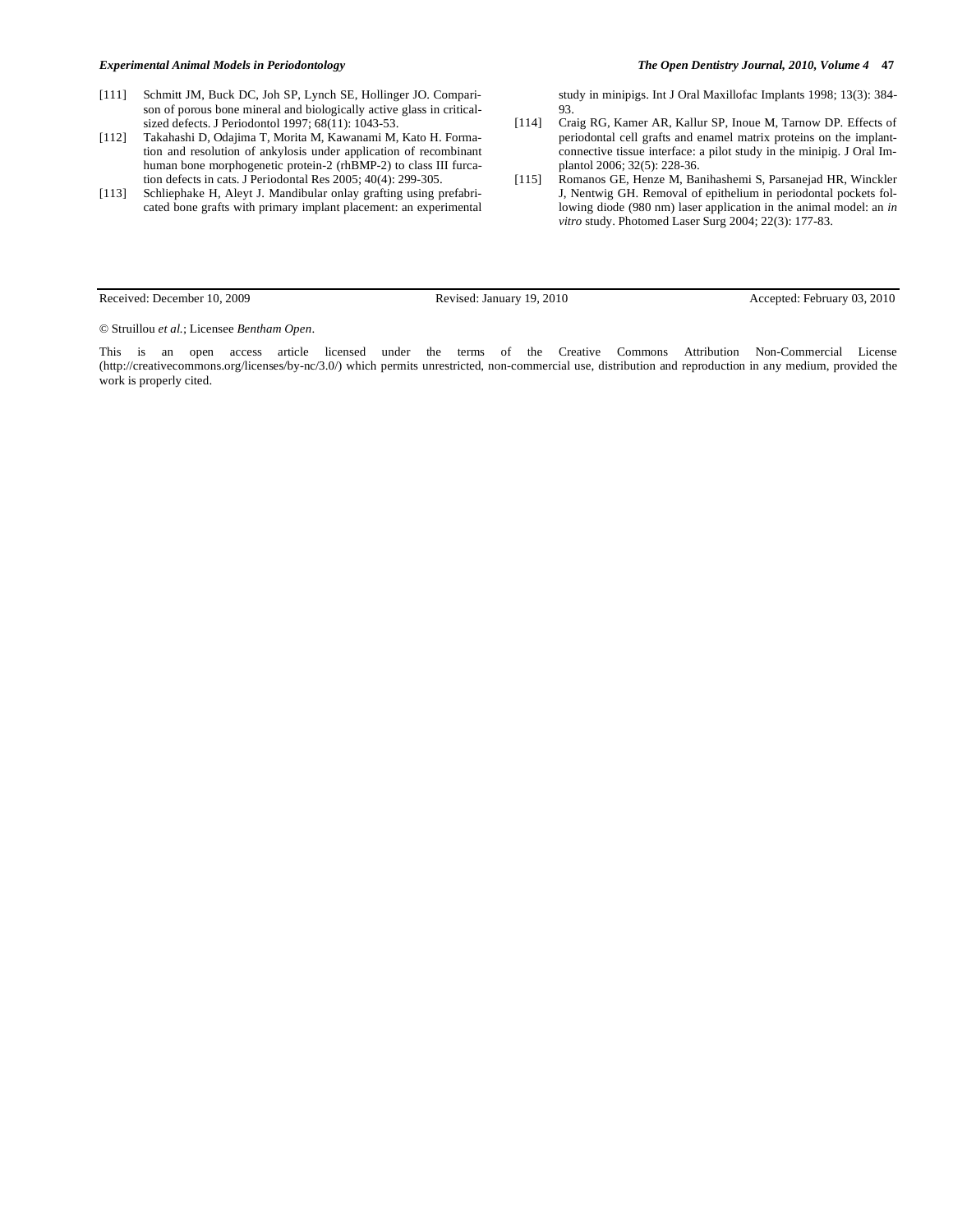[111] Schmitt JM, Buck DC, Joh SP, Lynch SE, Hollinger JO. Comparison of porous bone mineral and biologically active glass in critical-sized defects. J Periodontol 1997; 68(11): 1043-53.

[112] Takahashi D, Odajima T, Morita M, Kawanami M, Kato H. Formation and resolution of ankylosis under application of recombinant human bone morphogenetic protein-2 (rhBMP-2) to class III furcation defects in cats. J Periodontal Res 2005; 40(4): 299-305.

[113] Schliephake H, Aleyt J. Mandibular onlay grafting using prefabricated bone grafts with primary implant placement: an experimental study in minipigs. Int J Oral Maxillofac Implants 1998; 13(3): 384-93.

[114] Craig RG, Kamer AR, Kallur SP, Inoue M, Tarnow DP. Effects of periodontal cell grafts and enamel matrix proteins on the implant-connective tissue interface: a pilot study in the minipig. J Oral Implantol 2006; 32(5): 228-36.

[115] Romanos GE, Henze M, Banihashemi S, Parsanejad HR, Winckler J, Nentwig GH. Removal of epithelium in periodontal pockets following diode (980 nm) laser application in the animal model: an *in vitro* study. Photomed Laser Surg 2004; 22(3): 177-83.

Received: December 10, 2009 Revised: January 19, 2010 Accepted: February 03, 2010

© Struillou *et al.*; Licensee *Bentham Open*.

This is an open access article licensed under the terms of the Creative Commons Attribution Non-Commercial License (http://creativecommons.org/licenses/by-nc/3.0/) which permits unrestricted, non-commercial use, distribution and reproduction in any medium, provided the work is properly cited.